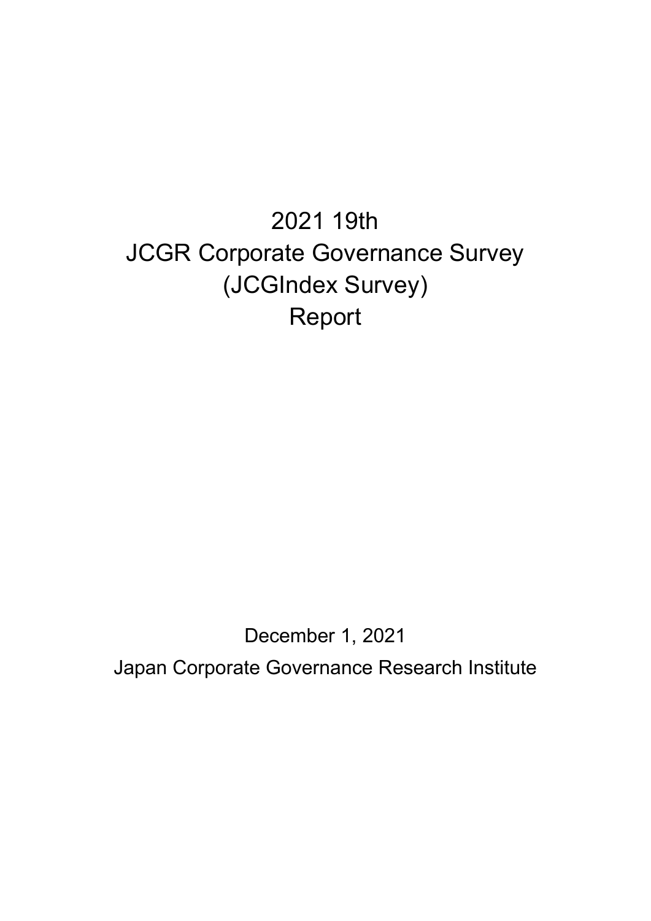# 2021 19th
# JCGR Corporate Governance Survey
# (JCGIndex Survey)
# Report

December 1, 2021

Japan Corporate Governance Research Institute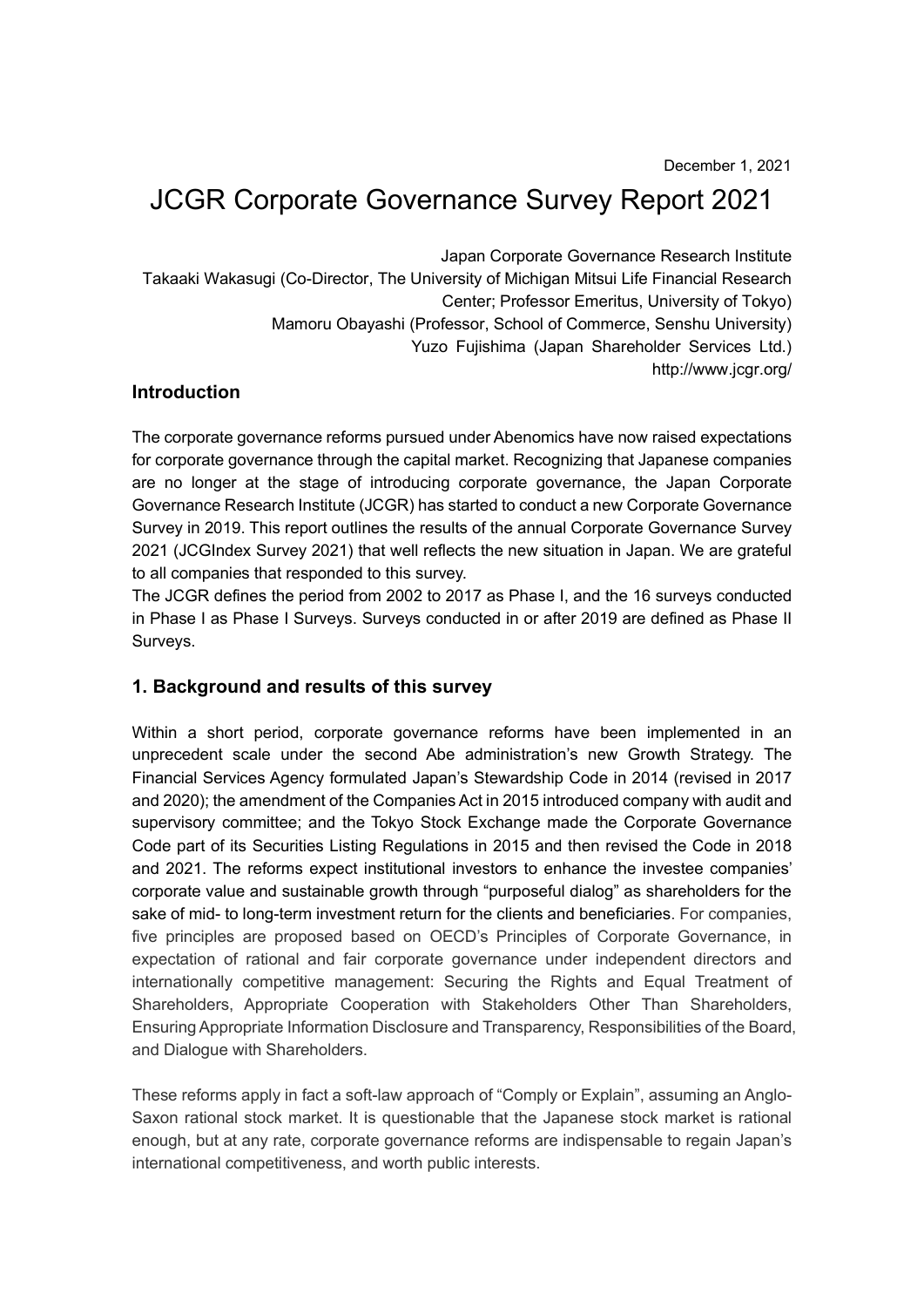December 1, 2021

# JCGR Corporate Governance Survey Report 2021

Japan Corporate Governance Research Institute
Takaaki Wakasugi (Co-Director, The University of Michigan Mitsui Life Financial Research Center; Professor Emeritus, University of Tokyo)
Mamoru Obayashi (Professor, School of Commerce, Senshu University)
Yuzo Fujishima (Japan Shareholder Services Ltd.)
http://www.jcgr.org/

## Introduction

The corporate governance reforms pursued under Abenomics have now raised expectations for corporate governance through the capital market. Recognizing that Japanese companies are no longer at the stage of introducing corporate governance, the Japan Corporate Governance Research Institute (JCGR) has started to conduct a new Corporate Governance Survey in 2019. This report outlines the results of the annual Corporate Governance Survey 2021 (JCGIndex Survey 2021) that well reflects the new situation in Japan. We are grateful to all companies that responded to this survey.

The JCGR defines the period from 2002 to 2017 as Phase I, and the 16 surveys conducted in Phase I as Phase I Surveys. Surveys conducted in or after 2019 are defined as Phase II Surveys.

## 1. Background and results of this survey

Within a short period, corporate governance reforms have been implemented in an unprecedent scale under the second Abe administration's new Growth Strategy. The Financial Services Agency formulated Japan's Stewardship Code in 2014 (revised in 2017 and 2020); the amendment of the Companies Act in 2015 introduced company with audit and supervisory committee; and the Tokyo Stock Exchange made the Corporate Governance Code part of its Securities Listing Regulations in 2015 and then revised the Code in 2018 and 2021. The reforms expect institutional investors to enhance the investee companies' corporate value and sustainable growth through "purposeful dialog" as shareholders for the sake of mid- to long-term investment return for the clients and beneficiaries. For companies, five principles are proposed based on OECD's Principles of Corporate Governance, in expectation of rational and fair corporate governance under independent directors and internationally competitive management: Securing the Rights and Equal Treatment of Shareholders, Appropriate Cooperation with Stakeholders Other Than Shareholders, Ensuring Appropriate Information Disclosure and Transparency, Responsibilities of the Board, and Dialogue with Shareholders.

These reforms apply in fact a soft-law approach of "Comply or Explain", assuming an Anglo-Saxon rational stock market. It is questionable that the Japanese stock market is rational enough, but at any rate, corporate governance reforms are indispensable to regain Japan's international competitiveness, and worth public interests.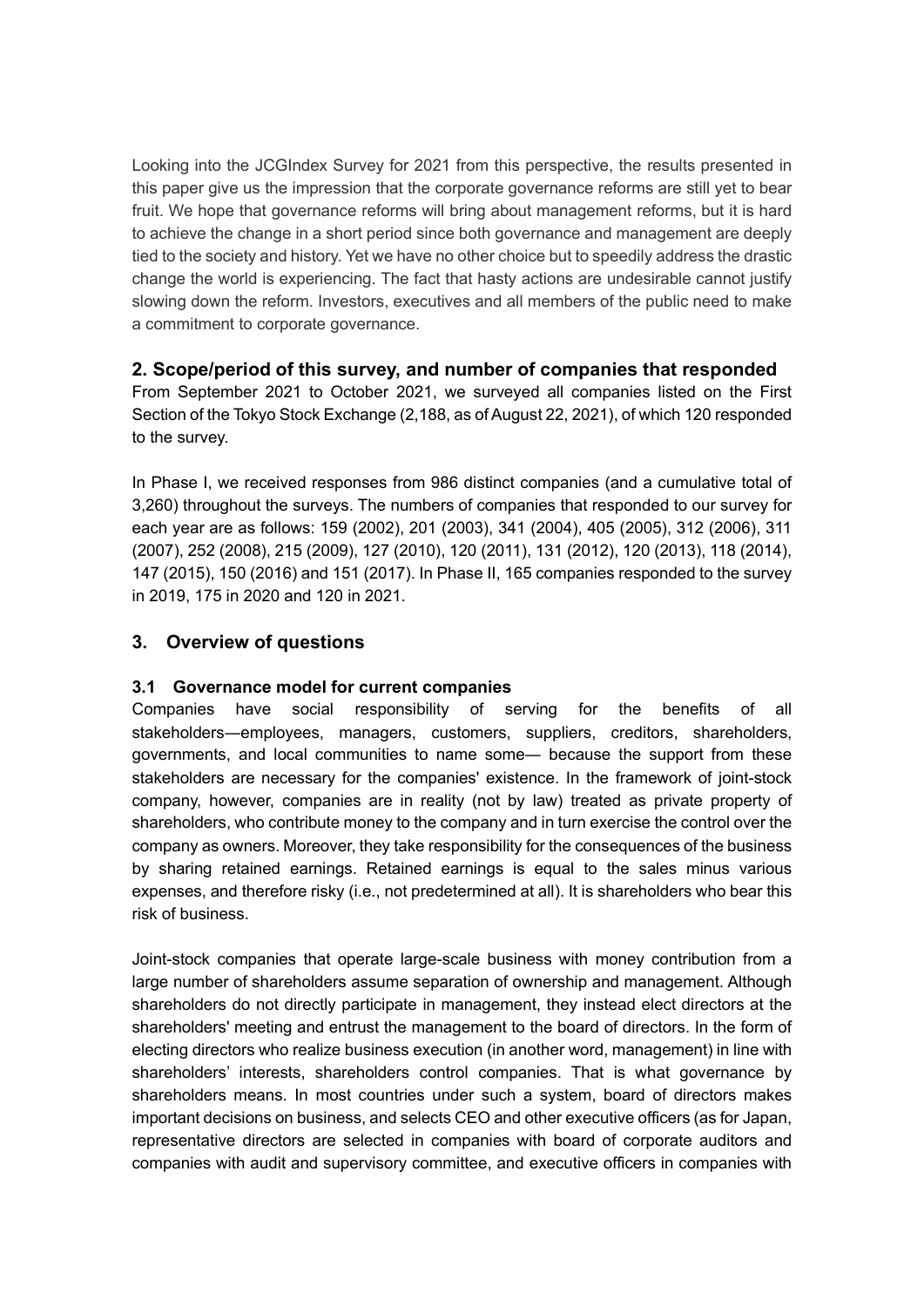Looking into the JCGIndex Survey for 2021 from this perspective, the results presented in this paper give us the impression that the corporate governance reforms are still yet to bear fruit. We hope that governance reforms will bring about management reforms, but it is hard to achieve the change in a short period since both governance and management are deeply tied to the society and history. Yet we have no other choice but to speedily address the drastic change the world is experiencing. The fact that hasty actions are undesirable cannot justify slowing down the reform. Investors, executives and all members of the public need to make a commitment to corporate governance.

## 2. Scope/period of this survey, and number of companies that responded

From September 2021 to October 2021, we surveyed all companies listed on the First Section of the Tokyo Stock Exchange (2,188, as of August 22, 2021), of which 120 responded to the survey.

In Phase I, we received responses from 986 distinct companies (and a cumulative total of 3,260) throughout the surveys. The numbers of companies that responded to our survey for each year are as follows: 159 (2002), 201 (2003), 341 (2004), 405 (2005), 312 (2006), 311 (2007), 252 (2008), 215 (2009), 127 (2010), 120 (2011), 131 (2012), 120 (2013), 118 (2014), 147 (2015), 150 (2016) and 151 (2017). In Phase II, 165 companies responded to the survey in 2019, 175 in 2020 and 120 in 2021.

## 3. Overview of questions

### 3.1 Governance model for current companies

Companies have social responsibility of serving for the benefits of all stakeholders—employees, managers, customers, suppliers, creditors, shareholders, governments, and local communities to name some— because the support from these stakeholders are necessary for the companies' existence. In the framework of joint-stock company, however, companies are in reality (not by law) treated as private property of shareholders, who contribute money to the company and in turn exercise the control over the company as owners. Moreover, they take responsibility for the consequences of the business by sharing retained earnings. Retained earnings is equal to the sales minus various expenses, and therefore risky (i.e., not predetermined at all). It is shareholders who bear this risk of business.

Joint-stock companies that operate large-scale business with money contribution from a large number of shareholders assume separation of ownership and management. Although shareholders do not directly participate in management, they instead elect directors at the shareholders' meeting and entrust the management to the board of directors. In the form of electing directors who realize business execution (in another word, management) in line with shareholders' interests, shareholders control companies. That is what governance by shareholders means. In most countries under such a system, board of directors makes important decisions on business, and selects CEO and other executive officers (as for Japan, representative directors are selected in companies with board of corporate auditors and companies with audit and supervisory committee, and executive officers in companies with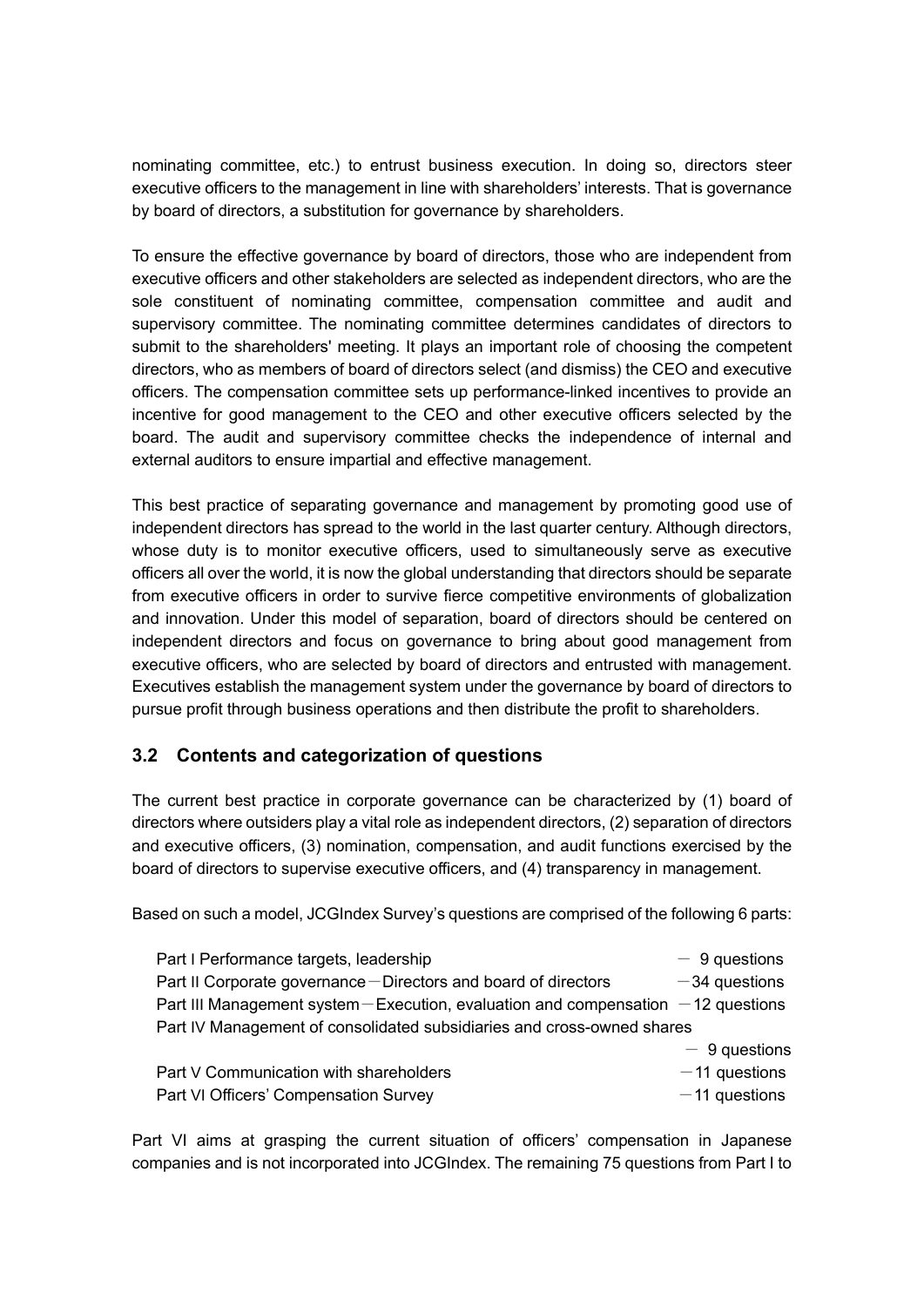nominating committee, etc.) to entrust business execution. In doing so, directors steer executive officers to the management in line with shareholders' interests. That is governance by board of directors, a substitution for governance by shareholders.

To ensure the effective governance by board of directors, those who are independent from executive officers and other stakeholders are selected as independent directors, who are the sole constituent of nominating committee, compensation committee and audit and supervisory committee. The nominating committee determines candidates of directors to submit to the shareholders' meeting. It plays an important role of choosing the competent directors, who as members of board of directors select (and dismiss) the CEO and executive officers. The compensation committee sets up performance-linked incentives to provide an incentive for good management to the CEO and other executive officers selected by the board. The audit and supervisory committee checks the independence of internal and external auditors to ensure impartial and effective management.

This best practice of separating governance and management by promoting good use of independent directors has spread to the world in the last quarter century. Although directors, whose duty is to monitor executive officers, used to simultaneously serve as executive officers all over the world, it is now the global understanding that directors should be separate from executive officers in order to survive fierce competitive environments of globalization and innovation. Under this model of separation, board of directors should be centered on independent directors and focus on governance to bring about good management from executive officers, who are selected by board of directors and entrusted with management. Executives establish the management system under the governance by board of directors to pursue profit through business operations and then distribute the profit to shareholders.

## 3.2 Contents and categorization of questions

The current best practice in corporate governance can be characterized by (1) board of directors where outsiders play a vital role as independent directors, (2) separation of directors and executive officers, (3) nomination, compensation, and audit functions exercised by the board of directors to supervise executive officers, and (4) transparency in management.

Based on such a model, JCGIndex Survey's questions are comprised of the following 6 parts:

- Part I Performance targets, leadership － 9 questions
- Part II Corporate governance－Directors and board of directors －34 questions
- Part III Management system－Execution, evaluation and compensation －12 questions
- Part IV Management of consolidated subsidiaries and cross-owned shares － 9 questions
- Part V Communication with shareholders －11 questions
- Part VI Officers' Compensation Survey －11 questions

Part VI aims at grasping the current situation of officers' compensation in Japanese companies and is not incorporated into JCGIndex. The remaining 75 questions from Part I to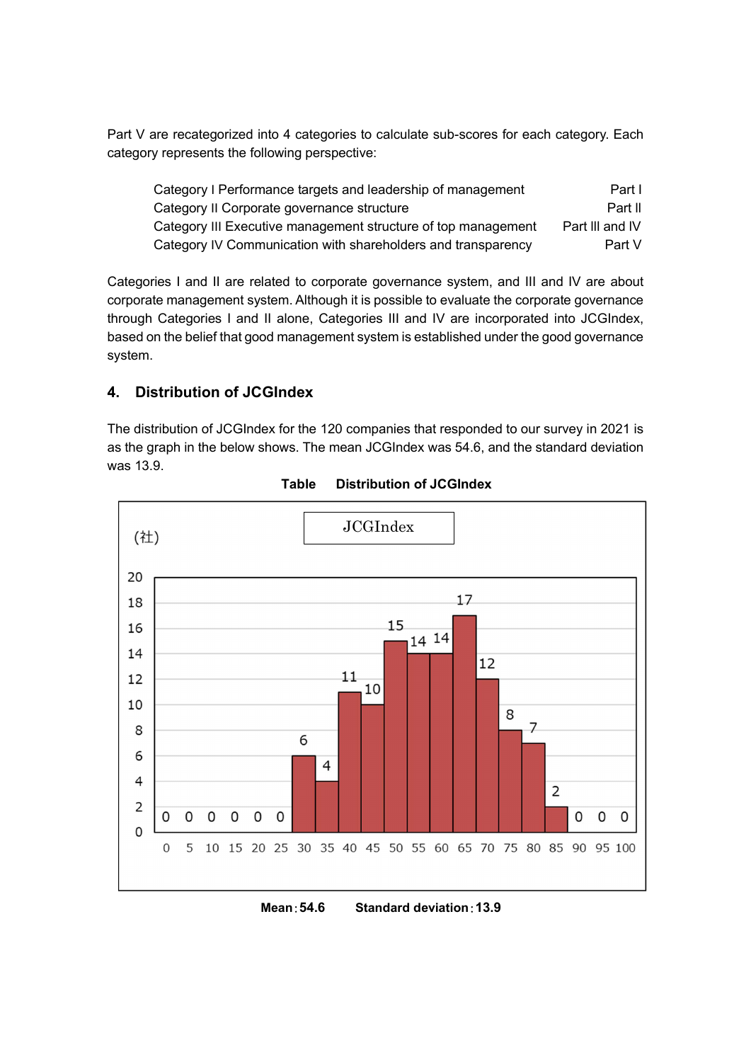Part V are recategorized into 4 categories to calculate sub-scores for each category. Each category represents the following perspective:

| | |
|---|---|
| Category I Performance targets and leadership of management | Part I |
| Category II Corporate governance structure | Part II |
| Category III Executive management structure of top management | Part III and IV |
| Category IV Communication with shareholders and transparency | Part V |

Categories I and II are related to corporate governance system, and III and IV are about corporate management system. Although it is possible to evaluate the corporate governance through Categories I and II alone, Categories III and IV are incorporated into JCGIndex, based on the belief that good management system is established under the good governance system.

## 4. Distribution of JCGIndex

The distribution of JCGIndex for the 120 companies that responded to our survey in 2021 is as the graph in the below shows. The mean JCGIndex was 54.6, and the standard deviation was 13.9.

**Table Distribution of JCGIndex**

JCGIndex

(社)

| JCGIndex | 0 | 5 | 10 | 15 | 20 | 25 | 30 | 35 | 40 | 45 | 50 | 55 | 60 | 65 | 70 | 75 | 80 | 85 | 90 | 95 |
|---|---|---|---|---|---|---|---|---|---|---|---|---|---|---|---|---|---|---|---|---|
| (社) | 0 | 0 | 0 | 0 | 0 | 0 | 6 | 4 | 11 | 10 | 15 | 14 | 14 | 17 | 12 | 8 | 7 | 2 | 0 | 0 |

**Mean：54.6 Standard deviation：13.9**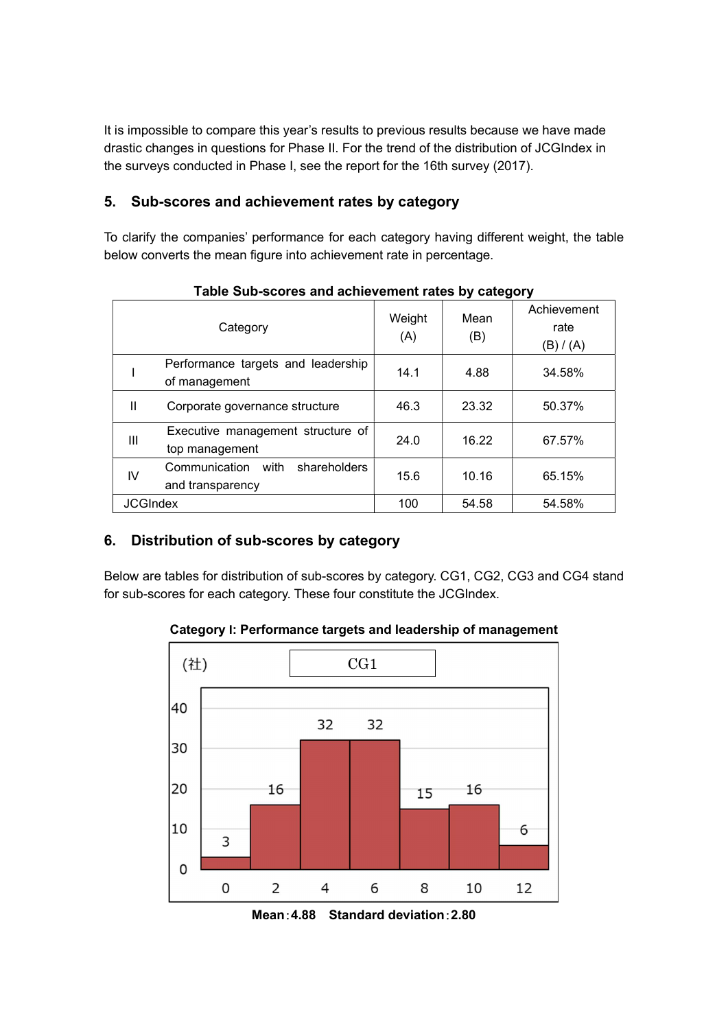It is impossible to compare this year's results to previous results because we have made drastic changes in questions for Phase II. For the trend of the distribution of JCGIndex in the surveys conducted in Phase I, see the report for the 16th survey (2017).

## 5. Sub-scores and achievement rates by category

To clarify the companies' performance for each category having different weight, the table below converts the mean figure into achievement rate in percentage.

**Table Sub-scores and achievement rates by category**

| | Category | Weight (A) | Mean (B) | Achievement rate (B) / (A) |
|---|---|---|---|---|
| I | Performance targets and leadership of management | 14.1 | 4.88 | 34.58% |
| II | Corporate governance structure | 46.3 | 23.32 | 50.37% |
| III | Executive management structure of top management | 24.0 | 16.22 | 67.57% |
| IV | Communication with shareholders and transparency | 15.6 | 10.16 | 65.15% |
| JCGIndex | | 100 | 54.58 | 54.58% |

## 6. Distribution of sub-scores by category

Below are tables for distribution of sub-scores by category. CG1, CG2, CG3 and CG4 stand for sub-scores for each category. These four constitute the JCGIndex.

**Category I: Performance targets and leadership of management**

(社) CG1

| Score | 0 | 2 | 4 | 6 | 8 | 10 | 12 |
|---|---|---|---|---|---|---|---|
| Number of companies | 3 | 16 | 32 | 32 | 15 | 16 | 6 |

**Mean：4.88 Standard deviation：2.80**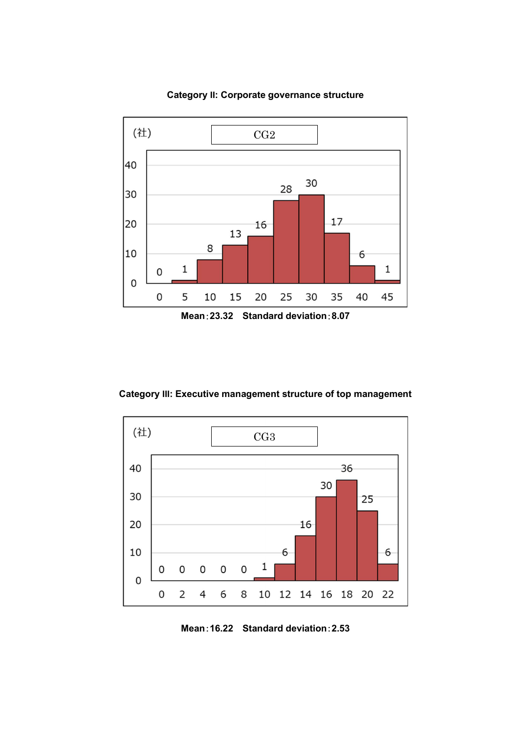**Category II: Corporate governance structure**

(社) CG2

| 0 | 5 | 10 | 15 | 20 | 25 | 30 | 35 | 40 | 45 |
|---|---|---|---|---|---|---|---|---|---|
| 0 | 1 | 8 | 13 | 16 | 28 | 30 | 17 | 6 | 1 |

**Mean：23.32　Standard deviation：8.07**

**Category III: Executive management structure of top management**

(社) CG3

| 0 | 2 | 4 | 6 | 8 | 10 | 12 | 14 | 16 | 18 | 20 | 22 |
|---|---|---|---|---|---|---|---|---|---|---|---|
| 0 | 0 | 0 | 0 | 0 | 1 | 6 | 16 | 30 | 36 | 25 | 6 |

**Mean：16.22　Standard deviation：2.53**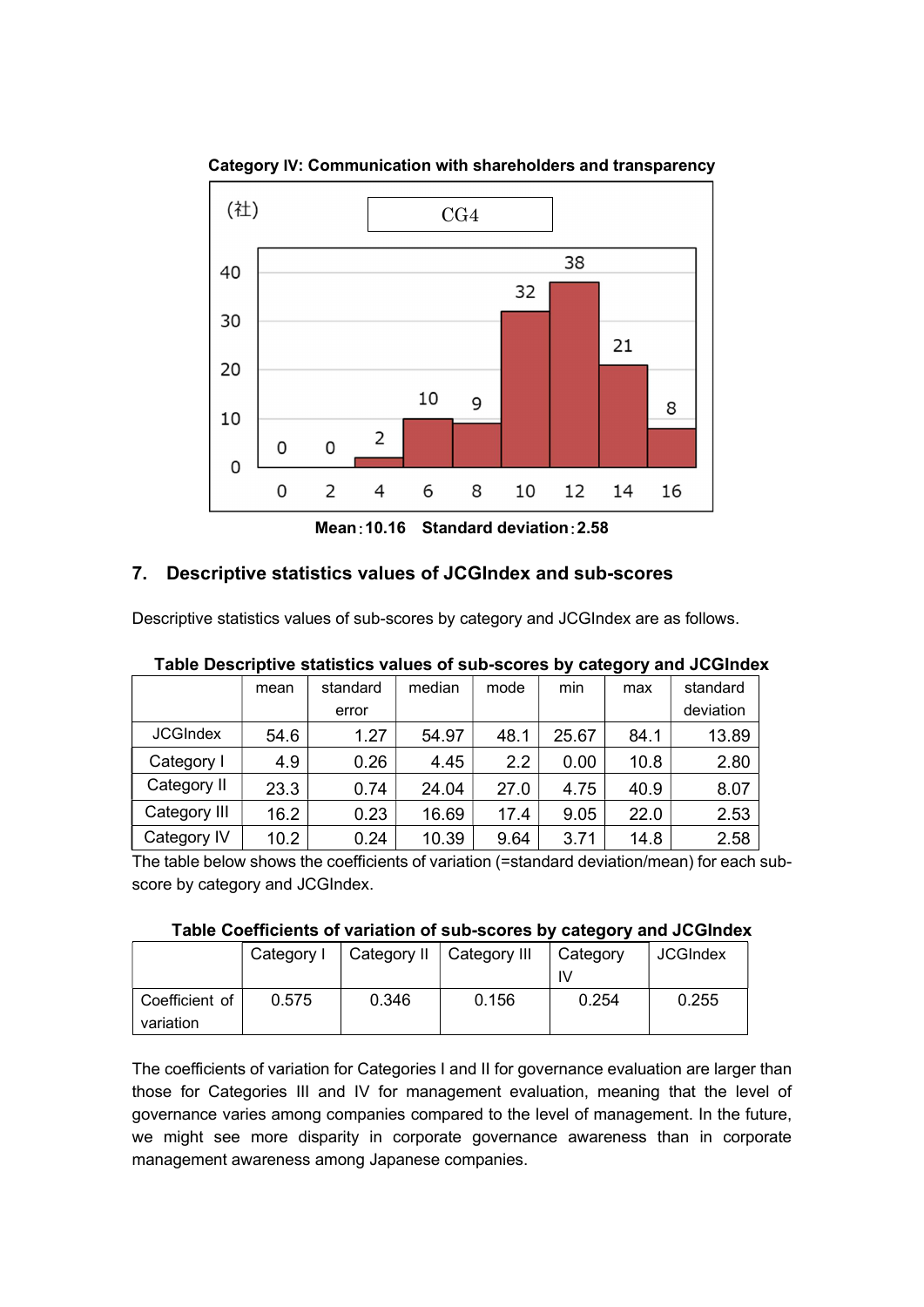**Category IV: Communication with shareholders and transparency**

**Mean：10.16　Standard deviation：2.58**

## 7. Descriptive statistics values of JCGIndex and sub-scores

Descriptive statistics values of sub-scores by category and JCGIndex are as follows.

**Table Descriptive statistics values of sub-scores by category and JCGIndex**

| | mean | standard error | median | mode | min | max | standard deviation |
|---|---|---|---|---|---|---|---|
| JCGIndex | 54.6 | 1.27 | 54.97 | 48.1 | 25.67 | 84.1 | 13.89 |
| Category I | 4.9 | 0.26 | 4.45 | 2.2 | 0.00 | 10.8 | 2.80 |
| Category II | 23.3 | 0.74 | 24.04 | 27.0 | 4.75 | 40.9 | 8.07 |
| Category III | 16.2 | 0.23 | 16.69 | 17.4 | 9.05 | 22.0 | 2.53 |
| Category IV | 10.2 | 0.24 | 10.39 | 9.64 | 3.71 | 14.8 | 2.58 |

The table below shows the coefficients of variation (=standard deviation/mean) for each sub-score by category and JCGIndex.

**Table Coefficients of variation of sub-scores by category and JCGIndex**

| | Category I | Category II | Category III | Category IV | JCGIndex |
|---|---|---|---|---|---|
| Coefficient of variation | 0.575 | 0.346 | 0.156 | 0.254 | 0.255 |

The coefficients of variation for Categories I and II for governance evaluation are larger than those for Categories III and IV for management evaluation, meaning that the level of governance varies among companies compared to the level of management. In the future, we might see more disparity in corporate governance awareness than in corporate management awareness among Japanese companies.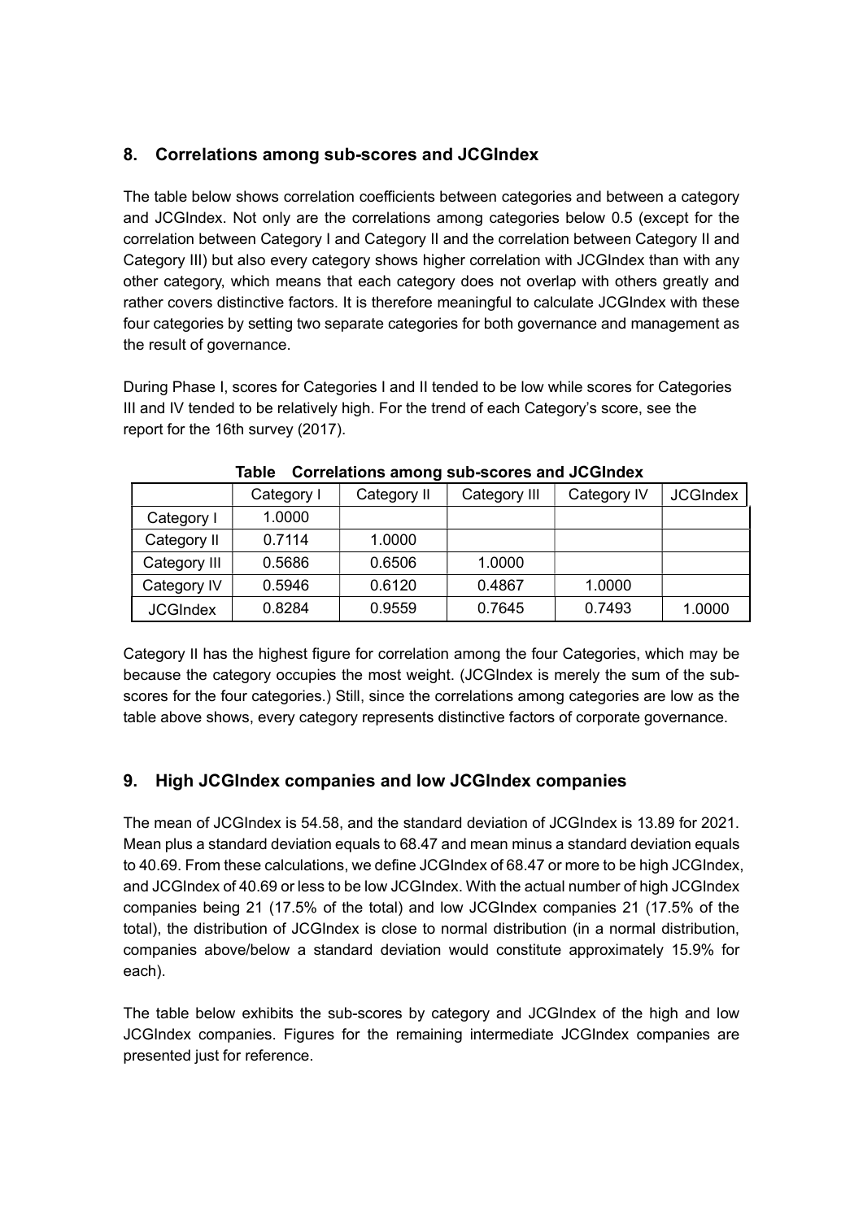## 8. Correlations among sub-scores and JCGIndex

The table below shows correlation coefficients between categories and between a category and JCGIndex. Not only are the correlations among categories below 0.5 (except for the correlation between Category I and Category II and the correlation between Category II and Category III) but also every category shows higher correlation with JCGIndex than with any other category, which means that each category does not overlap with others greatly and rather covers distinctive factors. It is therefore meaningful to calculate JCGIndex with these four categories by setting two separate categories for both governance and management as the result of governance.

During Phase I, scores for Categories I and II tended to be low while scores for Categories III and IV tended to be relatively high. For the trend of each Category's score, see the report for the 16th survey (2017).

**Table Correlations among sub-scores and JCGIndex**

| | Category I | Category II | Category III | Category IV | JCGIndex |
|---|---|---|---|---|---|
| Category I | 1.0000 | | | | |
| Category II | 0.7114 | 1.0000 | | | |
| Category III | 0.5686 | 0.6506 | 1.0000 | | |
| Category IV | 0.5946 | 0.6120 | 0.4867 | 1.0000 | |
| JCGIndex | 0.8284 | 0.9559 | 0.7645 | 0.7493 | 1.0000 |

Category II has the highest figure for correlation among the four Categories, which may be because the category occupies the most weight. (JCGIndex is merely the sum of the sub-scores for the four categories.) Still, since the correlations among categories are low as the table above shows, every category represents distinctive factors of corporate governance.

## 9. High JCGIndex companies and low JCGIndex companies

The mean of JCGIndex is 54.58, and the standard deviation of JCGIndex is 13.89 for 2021. Mean plus a standard deviation equals to 68.47 and mean minus a standard deviation equals to 40.69. From these calculations, we define JCGIndex of 68.47 or more to be high JCGIndex, and JCGIndex of 40.69 or less to be low JCGIndex. With the actual number of high JCGIndex companies being 21 (17.5% of the total) and low JCGIndex companies 21 (17.5% of the total), the distribution of JCGIndex is close to normal distribution (in a normal distribution, companies above/below a standard deviation would constitute approximately 15.9% for each).

The table below exhibits the sub-scores by category and JCGIndex of the high and low JCGIndex companies. Figures for the remaining intermediate JCGIndex companies are presented just for reference.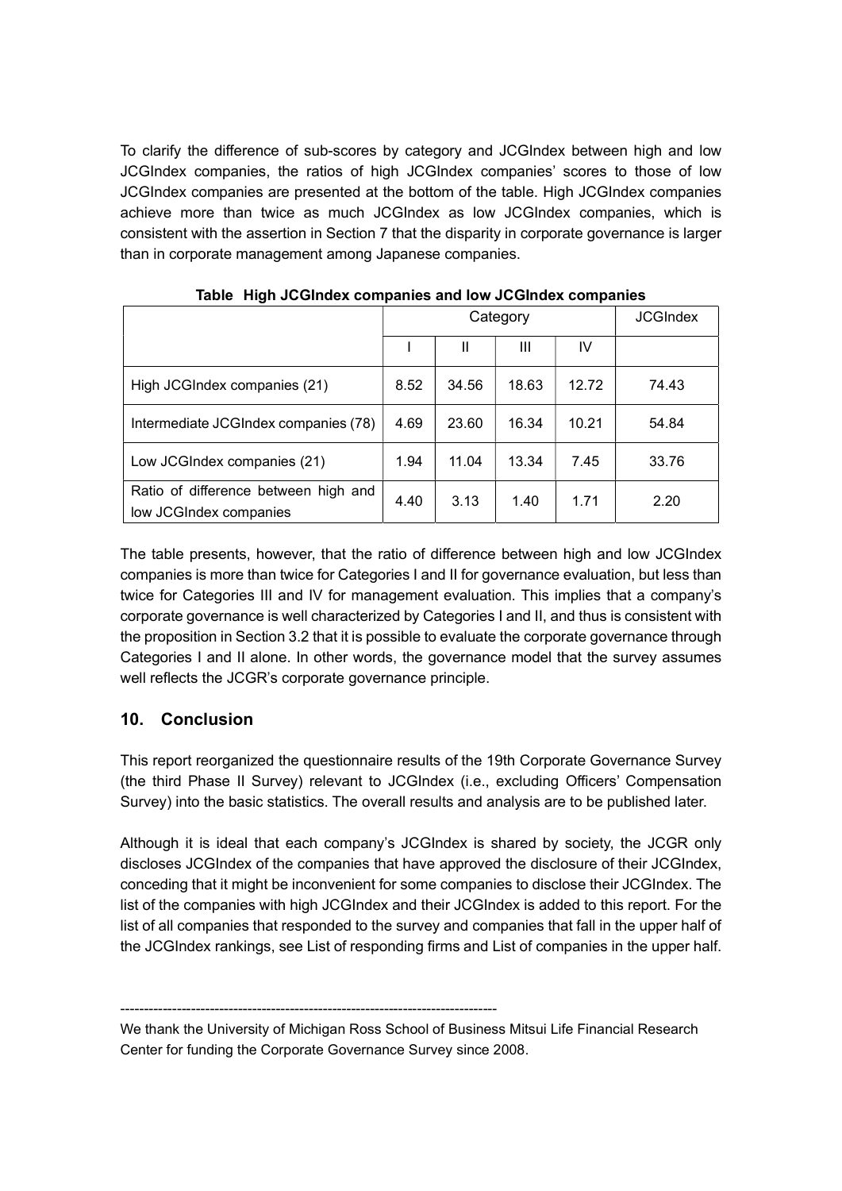To clarify the difference of sub-scores by category and JCGIndex between high and low JCGIndex companies, the ratios of high JCGIndex companies' scores to those of low JCGIndex companies are presented at the bottom of the table. High JCGIndex companies achieve more than twice as much JCGIndex as low JCGIndex companies, which is consistent with the assertion in Section 7 that the disparity in corporate governance is larger than in corporate management among Japanese companies.

**Table High JCGIndex companies and low JCGIndex companies**

| | Category | | | | JCGIndex |
|---|---|---|---|---|---|
| | I | II | III | IV | |
| High JCGIndex companies (21) | 8.52 | 34.56 | 18.63 | 12.72 | 74.43 |
| Intermediate JCGIndex companies (78) | 4.69 | 23.60 | 16.34 | 10.21 | 54.84 |
| Low JCGIndex companies (21) | 1.94 | 11.04 | 13.34 | 7.45 | 33.76 |
| Ratio of difference between high and low JCGIndex companies | 4.40 | 3.13 | 1.40 | 1.71 | 2.20 |

The table presents, however, that the ratio of difference between high and low JCGIndex companies is more than twice for Categories I and II for governance evaluation, but less than twice for Categories III and IV for management evaluation. This implies that a company's corporate governance is well characterized by Categories I and II, and thus is consistent with the proposition in Section 3.2 that it is possible to evaluate the corporate governance through Categories I and II alone. In other words, the governance model that the survey assumes well reflects the JCGR's corporate governance principle.

## 10. Conclusion

This report reorganized the questionnaire results of the 19th Corporate Governance Survey (the third Phase II Survey) relevant to JCGIndex (i.e., excluding Officers' Compensation Survey) into the basic statistics. The overall results and analysis are to be published later.

Although it is ideal that each company's JCGIndex is shared by society, the JCGR only discloses JCGIndex of the companies that have approved the disclosure of their JCGIndex, conceding that it might be inconvenient for some companies to disclose their JCGIndex. The list of the companies with high JCGIndex and their JCGIndex is added to this report. For the list of all companies that responded to the survey and companies that fall in the upper half of the JCGIndex rankings, see List of responding firms and List of companies in the upper half.

---

We thank the University of Michigan Ross School of Business Mitsui Life Financial Research Center for funding the Corporate Governance Survey since 2008.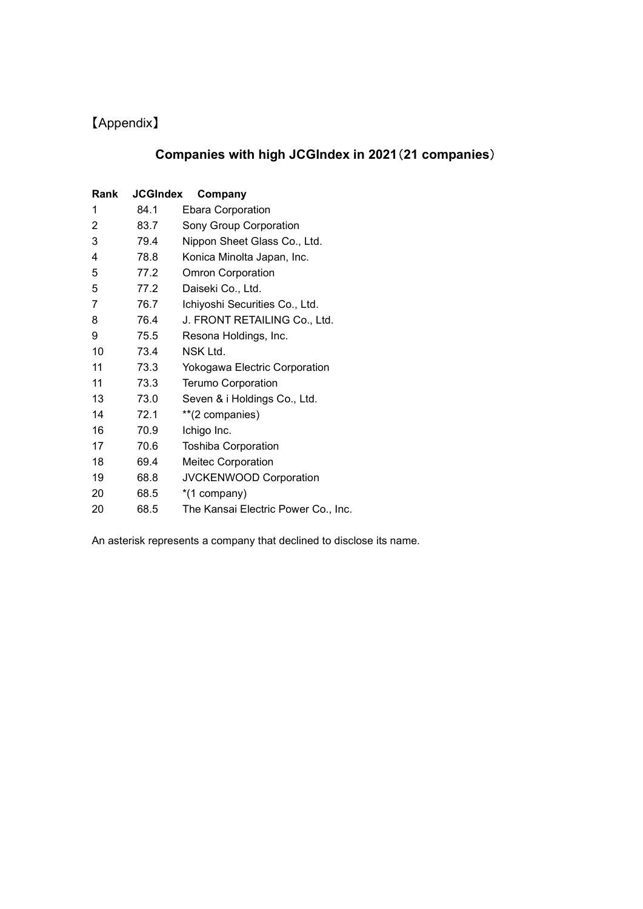【Appendix】

## Companies with high JCGIndex in 2021（21 companies）

| Rank | JCGIndex | Company |
|---|---|---|
| 1 | 84.1 | Ebara Corporation |
| 2 | 83.7 | Sony Group Corporation |
| 3 | 79.4 | Nippon Sheet Glass Co., Ltd. |
| 4 | 78.8 | Konica Minolta Japan, Inc. |
| 5 | 77.2 | Omron Corporation |
| 5 | 77.2 | Daiseki Co., Ltd. |
| 7 | 76.7 | Ichiyoshi Securities Co., Ltd. |
| 8 | 76.4 | J. FRONT RETAILING Co., Ltd. |
| 9 | 75.5 | Resona Holdings, Inc. |
| 10 | 73.4 | NSK Ltd. |
| 11 | 73.3 | Yokogawa Electric Corporation |
| 11 | 73.3 | Terumo Corporation |
| 13 | 73.0 | Seven & i Holdings Co., Ltd. |
| 14 | 72.1 | **(2 companies) |
| 16 | 70.9 | Ichigo Inc. |
| 17 | 70.6 | Toshiba Corporation |
| 18 | 69.4 | Meitec Corporation |
| 19 | 68.8 | JVCKENWOOD Corporation |
| 20 | 68.5 | *(1 company) |
| 20 | 68.5 | The Kansai Electric Power Co., Inc. |

An asterisk represents a company that declined to disclose its name.